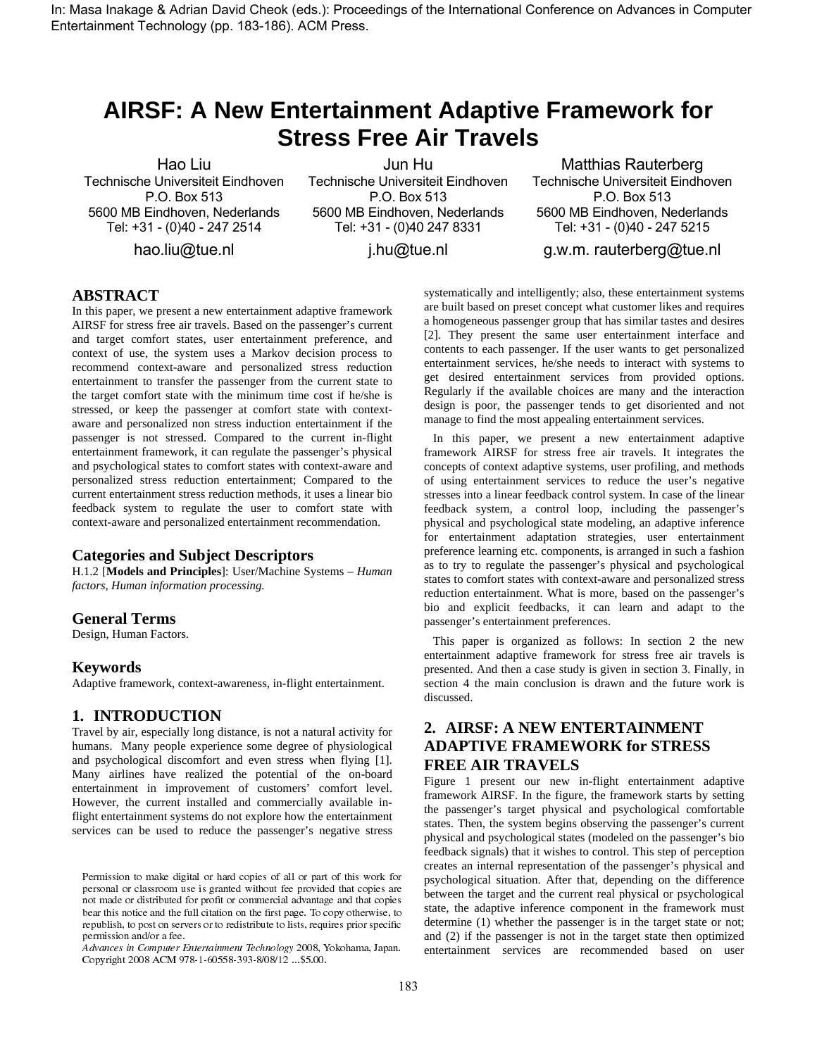In: Masa Inakage & Adrian David Cheok (eds.): Proceedings of the International Conference on Advances in Computer Entertainment Technology (pp. 183-186). ACM Press.

# AIRSF: A New Entertainment Adaptive Framework for Stress Free Air Travels

Hao Liu
Technische Universiteit Eindhoven
P.O. Box 513
5600 MB Eindhoven, Nederlands
Tel: +31 - (0)40 - 247 2514
hao.liu@tue.nl

Jun Hu
Technische Universiteit Eindhoven
P.O. Box 513
5600 MB Eindhoven, Nederlands
Tel: +31 - (0)40 247 8331
j.hu@tue.nl

Matthias Rauterberg
Technische Universiteit Eindhoven
P.O. Box 513
5600 MB Eindhoven, Nederlands
Tel: +31 - (0)40 - 247 5215
g.w.m. rauterberg@tue.nl

## ABSTRACT

In this paper, we present a new entertainment adaptive framework AIRSF for stress free air travels. Based on the passenger's current and target comfort states, user entertainment preference, and context of use, the system uses a Markov decision process to recommend context-aware and personalized stress reduction entertainment to transfer the passenger from the current state to the target comfort state with the minimum time cost if he/she is stressed, or keep the passenger at comfort state with context-aware and personalized non stress induction entertainment if the passenger is not stressed. Compared to the current in-flight entertainment framework, it can regulate the passenger's physical and psychological states to comfort states with context-aware and personalized stress reduction entertainment; Compared to the current entertainment stress reduction methods, it uses a linear bio feedback system to regulate the user to comfort state with context-aware and personalized entertainment recommendation.

### Categories and Subject Descriptors

H.1.2 [**Models and Principles**]: User/Machine Systems – *Human factors, Human information processing.*

### General Terms

Design, Human Factors.

### Keywords

Adaptive framework, context-awareness, in-flight entertainment.

## 1. INTRODUCTION

Travel by air, especially long distance, is not a natural activity for humans. Many people experience some degree of physiological and psychological discomfort and even stress when flying [1]. Many airlines have realized the potential of the on-board entertainment in improvement of customers' comfort level. However, the current installed and commercially available in-flight entertainment systems do not explore how the entertainment services can be used to reduce the passenger's negative stress systematically and intelligently; also, these entertainment systems are built based on preset concept what customer likes and requires a homogeneous passenger group that has similar tastes and desires [2]. They present the same user entertainment interface and contents to each passenger. If the user wants to get personalized entertainment services, he/she needs to interact with systems to get desired entertainment services from provided options. Regularly if the available choices are many and the interaction design is poor, the passenger tends to get disoriented and not manage to find the most appealing entertainment services.

In this paper, we present a new entertainment adaptive framework AIRSF for stress free air travels. It integrates the concepts of context adaptive systems, user profiling, and methods of using entertainment services to reduce the user's negative stresses into a linear feedback control system. In case of the linear feedback system, a control loop, including the passenger's physical and psychological state modeling, an adaptive inference for entertainment adaptation strategies, user entertainment preference learning etc. components, is arranged in such a fashion as to try to regulate the passenger's physical and psychological states to comfort states with context-aware and personalized stress reduction entertainment. What is more, based on the passenger's bio and explicit feedbacks, it can learn and adapt to the passenger's entertainment preferences.

This paper is organized as follows: In section 2 the new entertainment adaptive framework for stress free air travels is presented. And then a case study is given in section 3. Finally, in section 4 the main conclusion is drawn and the future work is discussed.

## 2. AIRSF: A NEW ENTERTAINMENT ADAPTIVE FRAMEWORK for STRESS FREE AIR TRAVELS

Figure 1 present our new in-flight entertainment adaptive framework AIRSF. In the figure, the framework starts by setting the passenger's target physical and psychological comfortable states. Then, the system begins observing the passenger's current physical and psychological states (modeled on the passenger's bio feedback signals) that it wishes to control. This step of perception creates an internal representation of the passenger's physical and psychological situation. After that, depending on the difference between the target and the current real physical or psychological state, the adaptive inference component in the framework must determine (1) whether the passenger is in the target state or not; and (2) if the passenger is not in the target state then optimized entertainment services are recommended based on user

Permission to make digital or hard copies of all or part of this work for personal or classroom use is granted without fee provided that copies are not made or distributed for profit or commercial advantage and that copies bear this notice and the full citation on the first page. To copy otherwise, to republish, to post on servers or to redistribute to lists, requires prior specific permission and/or a fee.
*Advances in Computer Entertainment Technology* 2008, Yokohama, Japan.
Copyright 2008 ACM 978-1-60558-393-8/08/12 ...$5.00.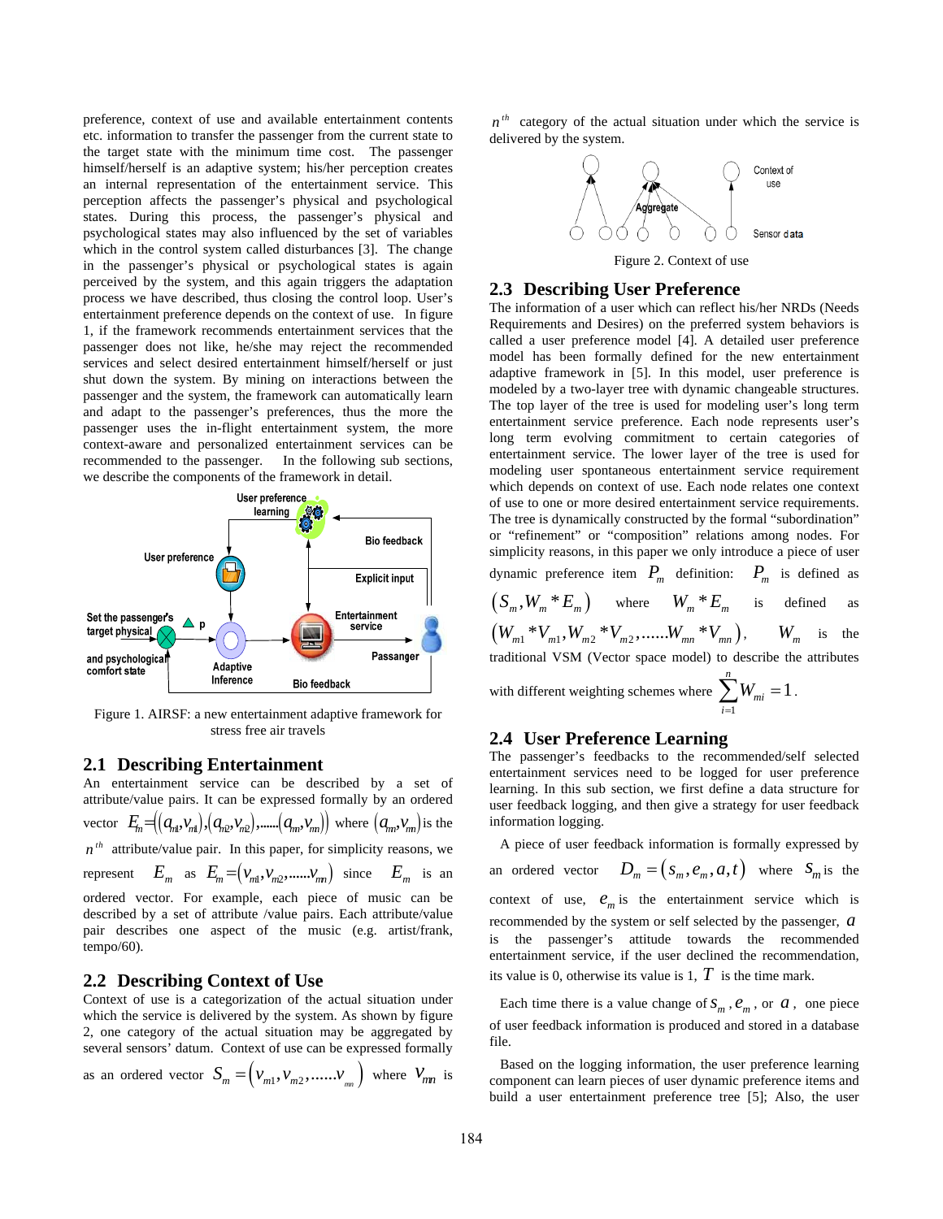preference, context of use and available entertainment contents etc. information to transfer the passenger from the current state to the target state with the minimum time cost. The passenger himself/herself is an adaptive system; his/her perception creates an internal representation of the entertainment service. This perception affects the passenger's physical and psychological states. During this process, the passenger's physical and psychological states may also influenced by the set of variables which in the control system called disturbances [3]. The change in the passenger's physical or psychological states is again perceived by the system, and this again triggers the adaptation process we have described, thus closing the control loop. User's entertainment preference depends on the context of use. In figure 1, if the framework recommends entertainment services that the passenger does not like, he/she may reject the recommended services and select desired entertainment himself/herself or just shut down the system. By mining on interactions between the passenger and the system, the framework can automatically learn and adapt to the passenger's preferences, thus the more the passenger uses the in-flight entertainment system, the more context-aware and personalized entertainment services can be recommended to the passenger. In the following sub sections, we describe the components of the framework in detail.

Figure 1. AIRSF: a new entertainment adaptive framework for stress free air travels

## 2.1 Describing Entertainment

An entertainment service can be described by a set of attribute/value pairs. It can be expressed formally by an ordered vector $E_m = ((a_{m1}, v_{m1}), (a_{m2}, v_{m2}), ......(a_{mn}, v_{mn}))$ where $(a_{mn}, v_{mn})$ is the $n^{th}$ attribute/value pair. In this paper, for simplicity reasons, we represent $E_m$ as $E_m = (v_{m1}, v_{m2}, ......v_{mn})$ since $E_m$ is an ordered vector. For example, each piece of music can be described by a set of attribute /value pairs. Each attribute/value pair describes one aspect of the music (e.g. artist/frank, tempo/60).

## 2.2 Describing Context of Use

Context of use is a categorization of the actual situation under which the service is delivered by the system. As shown by figure 2, one category of the actual situation may be aggregated by several sensors' datum. Context of use can be expressed formally as an ordered vector $S_m = (v_{m1}, v_{m2}, ......v_{mn})$ where $v_{mn}$ is $n^{th}$ category of the actual situation under which the service is delivered by the system.

Figure 2. Context of use

## 2.3 Describing User Preference

The information of a user which can reflect his/her NRDs (Needs Requirements and Desires) on the preferred system behaviors is called a user preference model [4]. A detailed user preference model has been formally defined for the new entertainment adaptive framework in [5]. In this model, user preference is modeled by a two-layer tree with dynamic changeable structures. The top layer of the tree is used for modeling user's long term entertainment service preference. Each node represents user's long term evolving commitment to certain categories of entertainment service. The lower layer of the tree is used for modeling user spontaneous entertainment service requirement which depends on context of use. Each node relates one context of use to one or more desired entertainment service requirements. The tree is dynamically constructed by the formal "subordination" or "refinement" or "composition" relations among nodes. For simplicity reasons, in this paper we only introduce a piece of user dynamic preference item $P_m$ definition: $P_m$ is defined as $(S_m, W_m * E_m)$ where $W_m * E_m$ is defined as $(W_{m1} * V_{m1}, W_{m2} * V_{m2}, ......W_{mn} * V_{mn})$, $W_m$ is the traditional VSM (Vector space model) to describe the attributes with different weighting schemes where $\sum_{i=1}^{n} W_{mi} = 1$.

## 2.4 User Preference Learning

The passenger's feedbacks to the recommended/self selected entertainment services need to be logged for user preference learning. In this sub section, we first define a data structure for user feedback logging, and then give a strategy for user feedback information logging.

A piece of user feedback information is formally expressed by an ordered vector $D_m = (s_m, e_m, a, t)$ where $S_m$ is the context of use, $e_m$ is the entertainment service which is recommended by the system or self selected by the passenger, $a$ is the passenger's attitude towards the recommended entertainment service, if the user declined the recommendation, its value is 0, otherwise its value is 1, $T$ is the time mark.

Each time there is a value change of $s_m$, $e_m$, or $a$, one piece of user feedback information is produced and stored in a database file.

Based on the logging information, the user preference learning component can learn pieces of user dynamic preference items and build a user entertainment preference tree [5]; Also, the user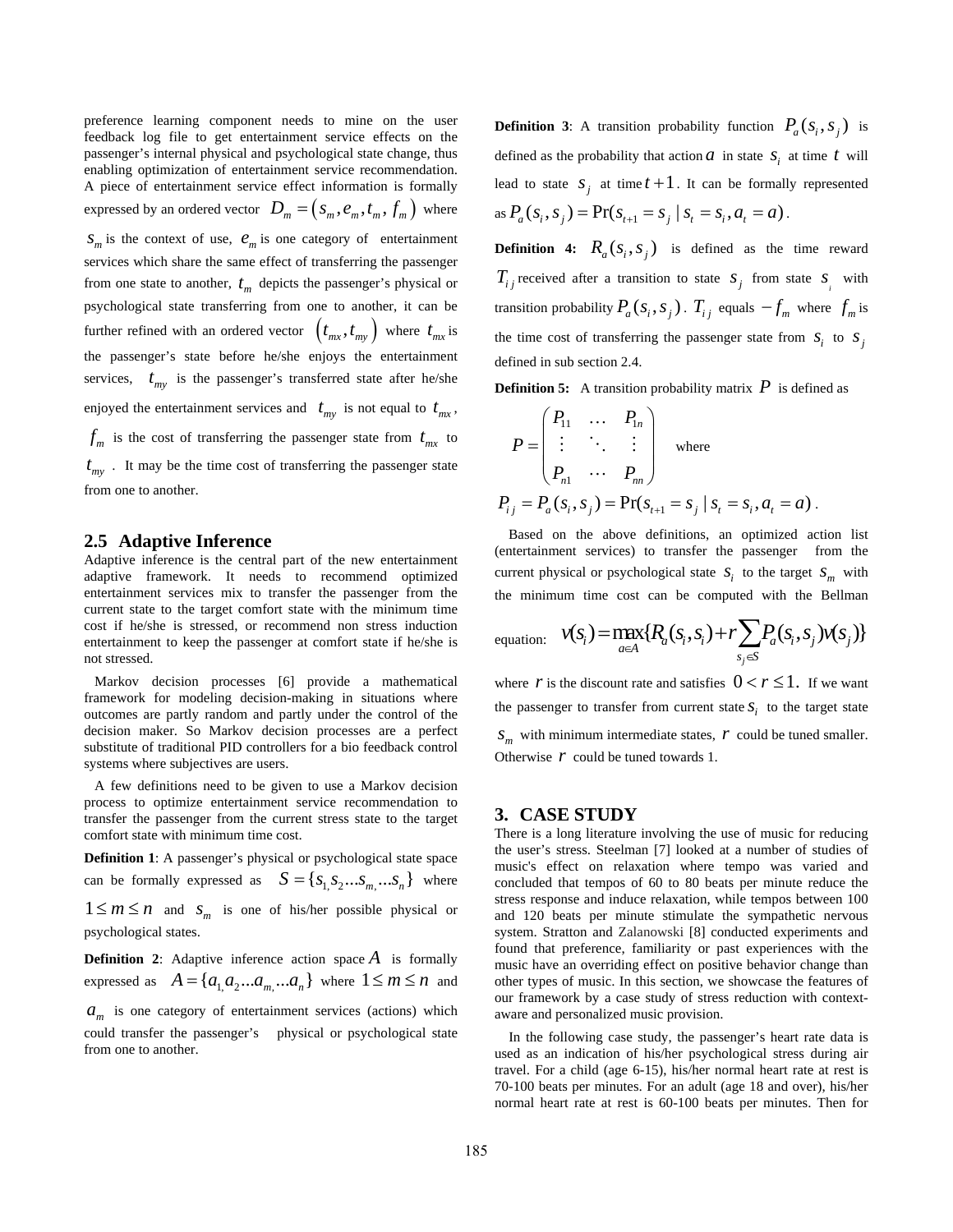preference learning component needs to mine on the user feedback log file to get entertainment service effects on the passenger's internal physical and psychological state change, thus enabling optimization of entertainment service recommendation. A piece of entertainment service effect information is formally expressed by an ordered vector $D_m = (s_m, e_m, t_m, f_m)$ where $s_m$ is the context of use, $e_m$ is one category of entertainment services which share the same effect of transferring the passenger from one state to another, $t_m$ depicts the passenger's physical or psychological state transferring from one to another, it can be further refined with an ordered vector $(t_{mx}, t_{my})$ where $t_{mx}$ is the passenger's state before he/she enjoys the entertainment services, $t_{my}$ is the passenger's transferred state after he/she enjoyed the entertainment services and $t_{my}$ is not equal to $t_{mx}$, $f_m$ is the cost of transferring the passenger state from $t_{mx}$ to $t_{my}$. It may be the time cost of transferring the passenger state from one to another.

## 2.5 Adaptive Inference

Adaptive inference is the central part of the new entertainment adaptive framework. It needs to recommend optimized entertainment services mix to transfer the passenger from the current state to the target comfort state with the minimum time cost if he/she is stressed, or recommend non stress induction entertainment to keep the passenger at comfort state if he/she is not stressed.

Markov decision processes [6] provide a mathematical framework for modeling decision-making in situations where outcomes are partly random and partly under the control of the decision maker. So Markov decision processes are a perfect substitute of traditional PID controllers for a bio feedback control systems where subjectives are users.

A few definitions need to be given to use a Markov decision process to optimize entertainment service recommendation to transfer the passenger from the current stress state to the target comfort state with minimum time cost.

**Definition 1**: A passenger's physical or psychological state space can be formally expressed as $S = \{s_1, s_2 ... s_m, ... s_n\}$ where $1 \le m \le n$ and $s_m$ is one of his/her possible physical or psychological states.

**Definition 2**: Adaptive inference action space $A$ is formally expressed as $A = \{a_1, a_2 ... a_m, ... a_n\}$ where $1 \le m \le n$ and $a_m$ is one category of entertainment services (actions) which could transfer the passenger's physical or psychological state from one to another.

**Definition 3**: A transition probability function $P_a(s_i, s_j)$ is defined as the probability that action $a$ in state $s_i$ at time $t$ will lead to state $s_j$ at time $t+1$. It can be formally represented as $P_a(s_i, s_j) = \Pr(s_{t+1} = s_j \mid s_t = s_i, a_t = a)$.

**Definition 4:** $R_a(s_i, s_j)$ is defined as the time reward $T_{ij}$ received after a transition to state $s_j$ from state $s_i$ with transition probability $P_a(s_i, s_j)$. $T_{ij}$ equals $-f_m$ where $f_m$ is the time cost of transferring the passenger state from $s_i$ to $s_j$ defined in sub section 2.4.

**Definition 5:** A transition probability matrix $P$ is defined as

$$P = \begin{pmatrix} P_{11} & \cdots & P_{1n} \\ \vdots & \ddots & \vdots \\ P_{n1} & \cdots & P_{nn} \end{pmatrix} \quad \text{where}$$

$$P_{ij} = P_a(s_i, s_j) = \Pr(s_{t+1} = s_j \mid s_t = s_i, a_t = a).$$

Based on the above definitions, an optimized action list (entertainment services) to transfer the passenger from the current physical or psychological state $s_i$ to the target $s_m$ with the minimum time cost can be computed with the Bellman equation:

$$v(s_i) = \max_{a \in A}\{R_a(s_i, s_i) + r \sum_{s_j \in S} P_a(s_i, s_j) v(s_j)\}$$

where $r$ is the discount rate and satisfies $0 < r \le 1$. If we want the passenger to transfer from current state $s_i$ to the target state $s_m$ with minimum intermediate states, $r$ could be tuned smaller. Otherwise $r$ could be tuned towards 1.

## 3. CASE STUDY

There is a long literature involving the use of music for reducing the user's stress. Steelman [7] looked at a number of studies of music's effect on relaxation where tempo was varied and concluded that tempos of 60 to 80 beats per minute reduce the stress response and induce relaxation, while tempos between 100 and 120 beats per minute stimulate the sympathetic nervous system. Stratton and Zalanowski [8] conducted experiments and found that preference, familiarity or past experiences with the music have an overriding effect on positive behavior change than other types of music. In this section, we showcase the features of our framework by a case study of stress reduction with context-aware and personalized music provision.

In the following case study, the passenger's heart rate data is used as an indication of his/her psychological stress during air travel. For a child (age 6-15), his/her normal heart rate at rest is 70-100 beats per minutes. For an adult (age 18 and over), his/her normal heart rate at rest is 60-100 beats per minutes. Then for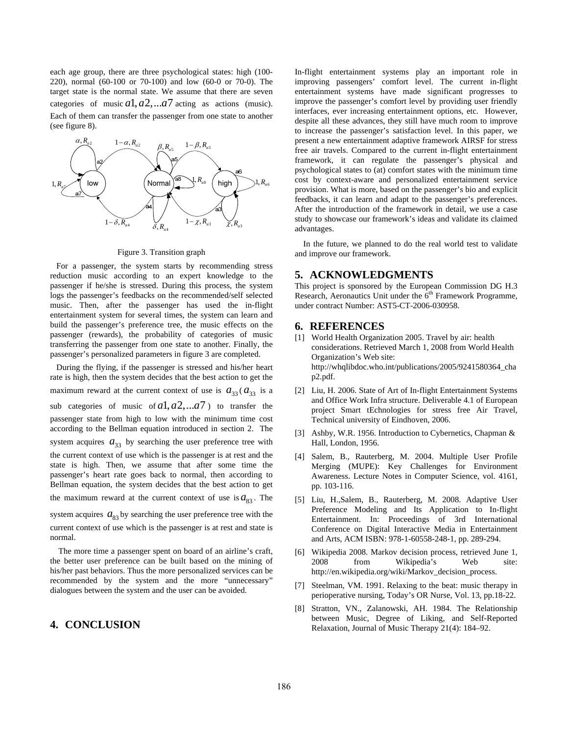each age group, there are three psychological states: high (100-220), normal (60-100 or 70-100) and low (60-0 or 70-0). The target state is the normal state. We assume that there are seven categories of music $a1, a2,...a7$ acting as actions (music). Each of them can transfer the passenger from one state to another (see figure 8).

$\alpha, R_{a2}$
$1-\alpha, R_{a2}$
$\beta, R_{a5}$
$1-\beta, R_{a5}$
a2
a5
a6
$1, R_{a7}$
low
Normal
a8
$1, R_{a8}$
high
$1, R_{a6}$
a7
a4
a3
$1-\delta, R_{a4}$
$\delta, R_{a4}$
$1-\chi, R_{a3}$
$\chi, R_{a3}$

Figure 3. Transition graph

For a passenger, the system starts by recommending stress reduction music according to an expert knowledge to the passenger if he/she is stressed. During this process, the system logs the passenger's feedbacks on the recommended/self selected music. Then, after the passenger has used the in-flight entertainment system for several times, the system can learn and build the passenger's preference tree, the music effects on the passenger (rewards), the probability of categories of music transferring the passenger from one state to another. Finally, the passenger's personalized parameters in figure 3 are completed.

During the flying, if the passenger is stressed and his/her heart rate is high, then the system decides that the best action to get the maximum reward at the current context of use is $a_{33}$ ($a_{33}$ is a sub categories of music of $a1, a2,...a7$) to transfer the passenger state from high to low with the minimum time cost according to the Bellman equation introduced in section 2. The system acquires $a_{33}$ by searching the user preference tree with the current context of use which is the passenger is at rest and the state is high. Then, we assume that after some time the passenger's heart rate goes back to normal, then according to Bellman equation, the system decides that the best action to get the maximum reward at the current context of use is $a_{83}$. The system acquires $a_{83}$ by searching the user preference tree with the current context of use which is the passenger is at rest and state is normal.

The more time a passenger spent on board of an airline's craft, the better user preference can be built based on the mining of his/her past behaviors. Thus the more personalized services can be recommended by the system and the more "unnecessary" dialogues between the system and the user can be avoided.

## 4. CONCLUSION

In-flight entertainment systems play an important role in improving passengers' comfort level. The current in-flight entertainment systems have made significant progresses to improve the passenger's comfort level by providing user friendly interfaces, ever increasing entertainment options, etc. However, despite all these advances, they still have much room to improve to increase the passenger's satisfaction level. In this paper, we present a new entertainment adaptive framework AIRSF for stress free air travels. Compared to the current in-flight entertainment framework, it can regulate the passenger's physical and psychological states to (at) comfort states with the minimum time cost by context-aware and personalized entertainment service provision. What is more, based on the passenger's bio and explicit feedbacks, it can learn and adapt to the passenger's preferences. After the introduction of the framework in detail, we use a case study to showcase our framework's ideas and validate its claimed advantages.

In the future, we planned to do the real world test to validate and improve our framework.

## 5. ACKNOWLEDGMENTS

This project is sponsored by the European Commission DG H.3 Research, Aeronautics Unit under the 6th Framework Programme, under contract Number: AST5-CT-2006-030958.

## 6. REFERENCES

[1] World Health Organization 2005. Travel by air: health considerations. Retrieved March 1, 2008 from World Health Organization's Web site: http://whqlibdoc.who.int/publications/2005/9241580364_chap2.pdf.

[2] Liu, H. 2006. State of Art of In-flight Entertainment Systems and Office Work Infra structure. Deliverable 4.1 of European project Smart tEchnologies for stress free Air Travel, Technical university of Eindhoven, 2006.

[3] Ashby, W.R. 1956. Introduction to Cybernetics, Chapman & Hall, London, 1956.

[4] Salem, B., Rauterberg, M. 2004. Multiple User Profile Merging (MUPE): Key Challenges for Environment Awareness. Lecture Notes in Computer Science, vol. 4161, pp. 103-116.

[5] Liu, H.,Salem, B., Rauterberg, M. 2008. Adaptive User Preference Modeling and Its Application to In-flight Entertainment. In: Proceedings of 3rd International Conference on Digital Interactive Media in Entertainment and Arts, ACM ISBN: 978-1-60558-248-1, pp. 289-294.

[6] Wikipedia 2008. Markov decision process, retrieved June 1, 2008 from Wikipedia's Web site: http://en.wikipedia.org/wiki/Markov_decision_process.

[7] Steelman, VM. 1991. Relaxing to the beat: music therapy in perioperative nursing, Today's OR Nurse, Vol. 13, pp.18-22.

[8] Stratton, VN., Zalanowski, AH. 1984. The Relationship between Music, Degree of Liking, and Self-Reported Relaxation, Journal of Music Therapy 21(4): 184–92.